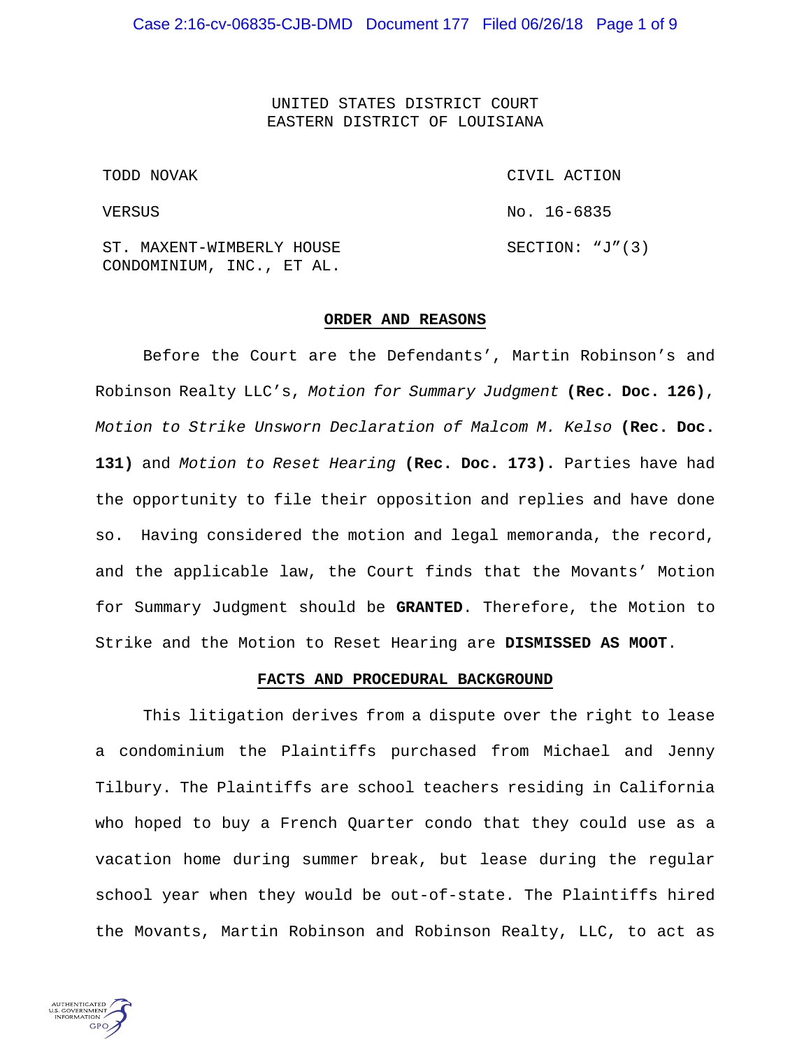UNITED STATES DISTRICT COURT
EASTERN DISTRICT OF LOUISIANA

| | |
|---|---|
| TODD NOVAK | CIVIL ACTION |
| VERSUS | No. 16-6835 |
| ST. MAXENT-WIMBERLY HOUSE CONDOMINIUM, INC., ET AL. | SECTION: "J"(3) |

## ORDER AND REASONS

Before the Court are the Defendants', Martin Robinson's and Robinson Realty LLC's, *Motion for Summary Judgment* **(Rec. Doc. 126)**, *Motion to Strike Unsworn Declaration of Malcom M. Kelso* **(Rec. Doc. 131)** and *Motion to Reset Hearing* **(Rec. Doc. 173).** Parties have had the opportunity to file their opposition and replies and have done so. Having considered the motion and legal memoranda, the record, and the applicable law, the Court finds that the Movants' Motion for Summary Judgment should be **GRANTED**. Therefore, the Motion to Strike and the Motion to Reset Hearing are **DISMISSED AS MOOT**.

## FACTS AND PROCEDURAL BACKGROUND

This litigation derives from a dispute over the right to lease a condominium the Plaintiffs purchased from Michael and Jenny Tilbury. The Plaintiffs are school teachers residing in California who hoped to buy a French Quarter condo that they could use as a vacation home during summer break, but lease during the regular school year when they would be out-of-state. The Plaintiffs hired the Movants, Martin Robinson and Robinson Realty, LLC, to act as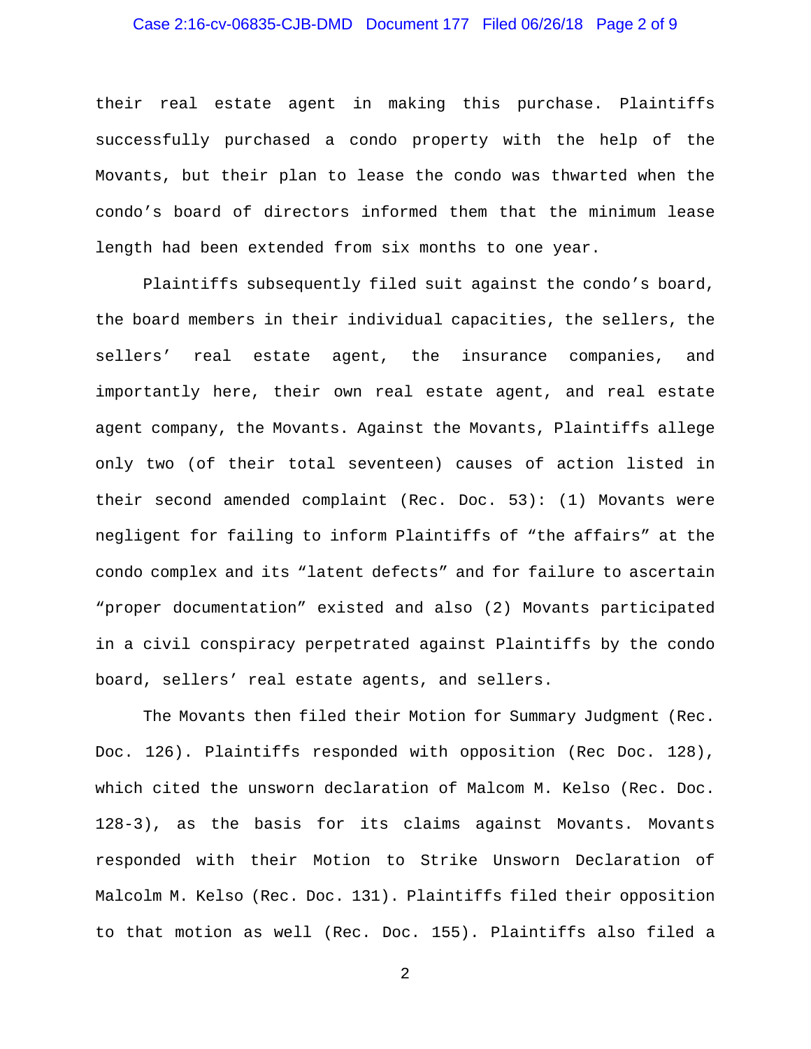their real estate agent in making this purchase. Plaintiffs successfully purchased a condo property with the help of the Movants, but their plan to lease the condo was thwarted when the condo's board of directors informed them that the minimum lease length had been extended from six months to one year.

Plaintiffs subsequently filed suit against the condo's board, the board members in their individual capacities, the sellers, the sellers' real estate agent, the insurance companies, and importantly here, their own real estate agent, and real estate agent company, the Movants. Against the Movants, Plaintiffs allege only two (of their total seventeen) causes of action listed in their second amended complaint (Rec. Doc. 53): (1) Movants were negligent for failing to inform Plaintiffs of "the affairs" at the condo complex and its "latent defects" and for failure to ascertain "proper documentation" existed and also (2) Movants participated in a civil conspiracy perpetrated against Plaintiffs by the condo board, sellers' real estate agents, and sellers.

The Movants then filed their Motion for Summary Judgment (Rec. Doc. 126). Plaintiffs responded with opposition (Rec Doc. 128), which cited the unsworn declaration of Malcom M. Kelso (Rec. Doc. 128-3), as the basis for its claims against Movants. Movants responded with their Motion to Strike Unsworn Declaration of Malcolm M. Kelso (Rec. Doc. 131). Plaintiffs filed their opposition to that motion as well (Rec. Doc. 155). Plaintiffs also filed a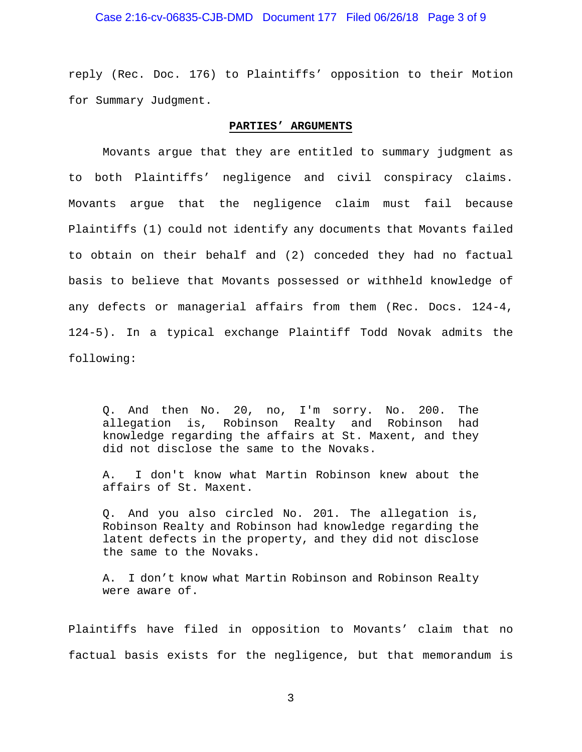reply (Rec. Doc. 176) to Plaintiffs' opposition to their Motion for Summary Judgment.

## PARTIES' ARGUMENTS

Movants argue that they are entitled to summary judgment as to both Plaintiffs' negligence and civil conspiracy claims. Movants argue that the negligence claim must fail because Plaintiffs (1) could not identify any documents that Movants failed to obtain on their behalf and (2) conceded they had no factual basis to believe that Movants possessed or withheld knowledge of any defects or managerial affairs from them (Rec. Docs. 124-4, 124-5). In a typical exchange Plaintiff Todd Novak admits the following:

> Q. And then No. 20, no, I'm sorry. No. 200. The allegation is, Robinson Realty and Robinson had knowledge regarding the affairs at St. Maxent, and they did not disclose the same to the Novaks.
>
> A. I don't know what Martin Robinson knew about the affairs of St. Maxent.
>
> Q. And you also circled No. 201. The allegation is, Robinson Realty and Robinson had knowledge regarding the latent defects in the property, and they did not disclose the same to the Novaks.
>
> A. I don't know what Martin Robinson and Robinson Realty were aware of.

Plaintiffs have filed in opposition to Movants' claim that no factual basis exists for the negligence, but that memorandum is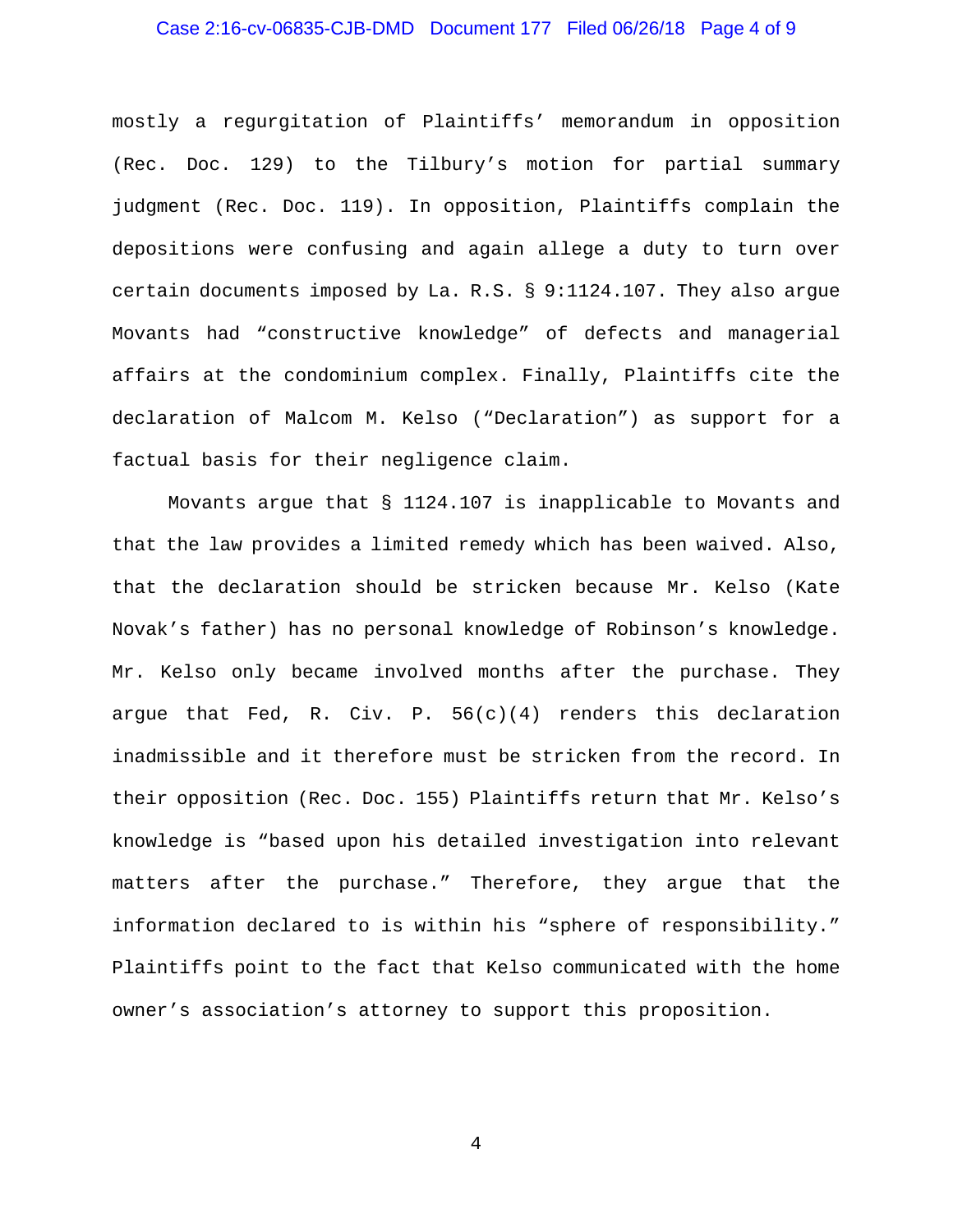mostly a regurgitation of Plaintiffs' memorandum in opposition (Rec. Doc. 129) to the Tilbury's motion for partial summary judgment (Rec. Doc. 119). In opposition, Plaintiffs complain the depositions were confusing and again allege a duty to turn over certain documents imposed by La. R.S. § 9:1124.107. They also argue Movants had "constructive knowledge" of defects and managerial affairs at the condominium complex. Finally, Plaintiffs cite the declaration of Malcom M. Kelso ("Declaration") as support for a factual basis for their negligence claim.

Movants argue that § 1124.107 is inapplicable to Movants and that the law provides a limited remedy which has been waived. Also, that the declaration should be stricken because Mr. Kelso (Kate Novak's father) has no personal knowledge of Robinson's knowledge. Mr. Kelso only became involved months after the purchase. They argue that Fed, R. Civ. P. 56(c)(4) renders this declaration inadmissible and it therefore must be stricken from the record. In their opposition (Rec. Doc. 155) Plaintiffs return that Mr. Kelso's knowledge is "based upon his detailed investigation into relevant matters after the purchase." Therefore, they argue that the information declared to is within his "sphere of responsibility." Plaintiffs point to the fact that Kelso communicated with the home owner's association's attorney to support this proposition.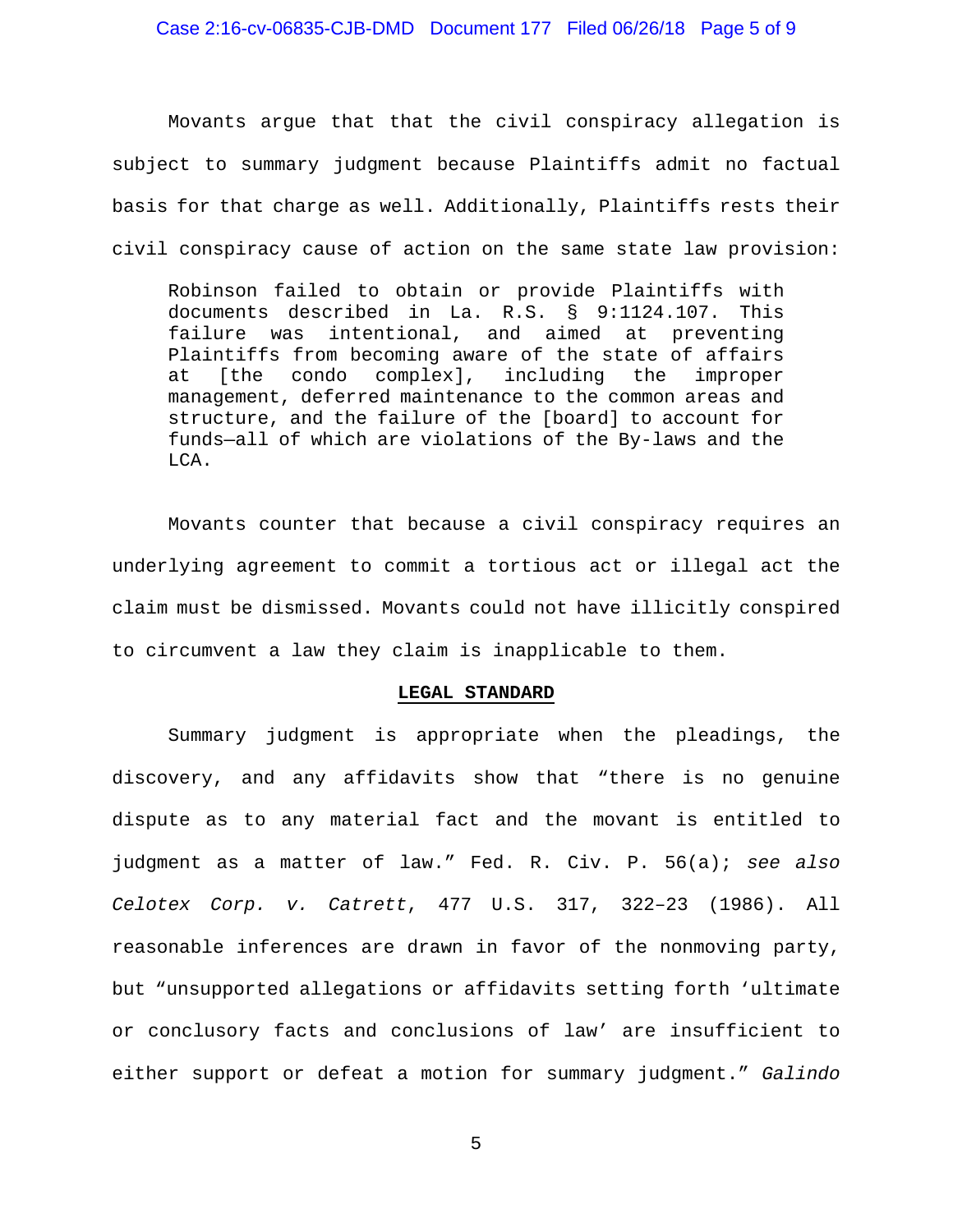Movants argue that that the civil conspiracy allegation is subject to summary judgment because Plaintiffs admit no factual basis for that charge as well. Additionally, Plaintiffs rests their civil conspiracy cause of action on the same state law provision:

> Robinson failed to obtain or provide Plaintiffs with documents described in La. R.S. § 9:1124.107. This failure was intentional, and aimed at preventing Plaintiffs from becoming aware of the state of affairs at [the condo complex], including the improper management, deferred maintenance to the common areas and structure, and the failure of the [board] to account for funds—all of which are violations of the By-laws and the LCA.

Movants counter that because a civil conspiracy requires an underlying agreement to commit a tortious act or illegal act the claim must be dismissed. Movants could not have illicitly conspired to circumvent a law they claim is inapplicable to them.

## **LEGAL STANDARD**

Summary judgment is appropriate when the pleadings, the discovery, and any affidavits show that "there is no genuine dispute as to any material fact and the movant is entitled to judgment as a matter of law." Fed. R. Civ. P. 56(a); *see also Celotex Corp. v. Catrett*, 477 U.S. 317, 322–23 (1986). All reasonable inferences are drawn in favor of the nonmoving party, but "unsupported allegations or affidavits setting forth 'ultimate or conclusory facts and conclusions of law' are insufficient to either support or defeat a motion for summary judgment." *Galindo*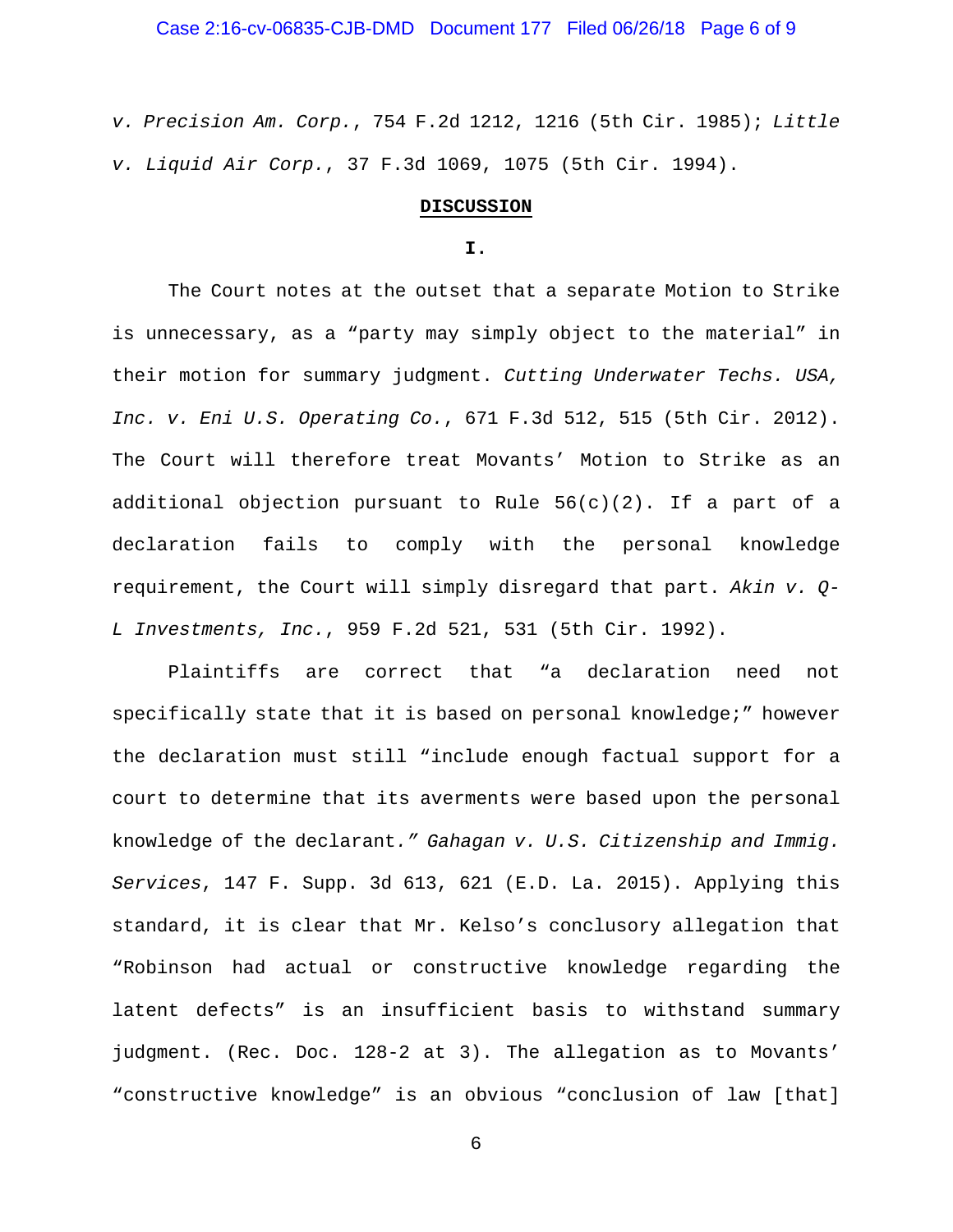*v. Precision Am. Corp.*, 754 F.2d 1212, 1216 (5th Cir. 1985); *Little v. Liquid Air Corp.*, 37 F.3d 1069, 1075 (5th Cir. 1994).

**DISCUSSION**

**I.**

The Court notes at the outset that a separate Motion to Strike is unnecessary, as a "party may simply object to the material" in their motion for summary judgment. *Cutting Underwater Techs. USA, Inc. v. Eni U.S. Operating Co.*, 671 F.3d 512, 515 (5th Cir. 2012). The Court will therefore treat Movants' Motion to Strike as an additional objection pursuant to Rule 56(c)(2). If a part of a declaration fails to comply with the personal knowledge requirement, the Court will simply disregard that part. *Akin v. Q-L Investments, Inc.*, 959 F.2d 521, 531 (5th Cir. 1992).

Plaintiffs are correct that "a declaration need not specifically state that it is based on personal knowledge;" however the declaration must still "include enough factual support for a court to determine that its averments were based upon the personal knowledge of the declarant*." Gahagan v. U.S. Citizenship and Immig. Services*, 147 F. Supp. 3d 613, 621 (E.D. La. 2015). Applying this standard, it is clear that Mr. Kelso's conclusory allegation that "Robinson had actual or constructive knowledge regarding the latent defects" is an insufficient basis to withstand summary judgment. (Rec. Doc. 128-2 at 3). The allegation as to Movants' "constructive knowledge" is an obvious "conclusion of law [that]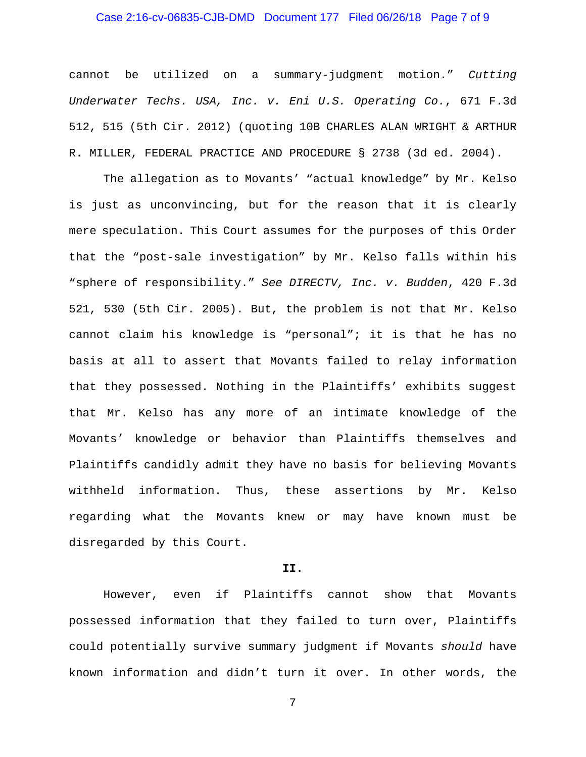cannot be utilized on a summary-judgment motion." *Cutting Underwater Techs. USA, Inc. v. Eni U.S. Operating Co.*, 671 F.3d 512, 515 (5th Cir. 2012) (quoting 10B CHARLES ALAN WRIGHT & ARTHUR R. MILLER, FEDERAL PRACTICE AND PROCEDURE § 2738 (3d ed. 2004).

The allegation as to Movants' "actual knowledge" by Mr. Kelso is just as unconvincing, but for the reason that it is clearly mere speculation. This Court assumes for the purposes of this Order that the "post-sale investigation" by Mr. Kelso falls within his "sphere of responsibility." *See DIRECTV, Inc. v. Budden*, 420 F.3d 521, 530 (5th Cir. 2005). But, the problem is not that Mr. Kelso cannot claim his knowledge is "personal"; it is that he has no basis at all to assert that Movants failed to relay information that they possessed. Nothing in the Plaintiffs' exhibits suggest that Mr. Kelso has any more of an intimate knowledge of the Movants' knowledge or behavior than Plaintiffs themselves and Plaintiffs candidly admit they have no basis for believing Movants withheld information. Thus, these assertions by Mr. Kelso regarding what the Movants knew or may have known must be disregarded by this Court.

**II.**

However, even if Plaintiffs cannot show that Movants possessed information that they failed to turn over, Plaintiffs could potentially survive summary judgment if Movants *should* have known information and didn't turn it over. In other words, the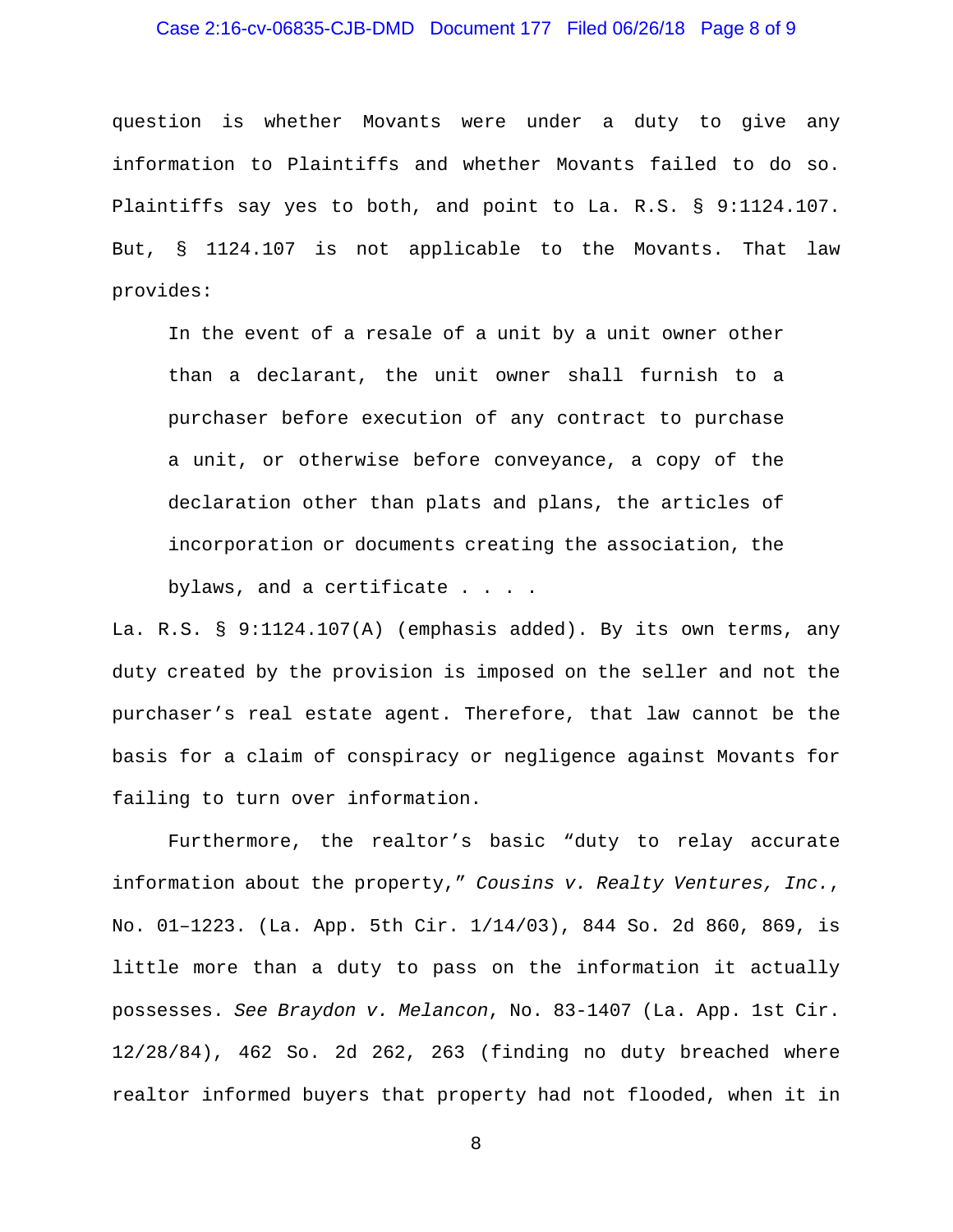question is whether Movants were under a duty to give any information to Plaintiffs and whether Movants failed to do so. Plaintiffs say yes to both, and point to La. R.S. § 9:1124.107. But, § 1124.107 is not applicable to the Movants. That law provides:

> In the event of a resale of a unit by a unit owner other than a declarant, the unit owner shall furnish to a purchaser before execution of any contract to purchase a unit, or otherwise before conveyance, a copy of the declaration other than plats and plans, the articles of incorporation or documents creating the association, the bylaws, and a certificate . . . .

La. R.S. § 9:1124.107(A) (emphasis added). By its own terms, any duty created by the provision is imposed on the seller and not the purchaser's real estate agent. Therefore, that law cannot be the basis for a claim of conspiracy or negligence against Movants for failing to turn over information.

Furthermore, the realtor's basic "duty to relay accurate information about the property," *Cousins v. Realty Ventures, Inc.*, No. 01–1223. (La. App. 5th Cir. 1/14/03), 844 So. 2d 860, 869, is little more than a duty to pass on the information it actually possesses. *See Braydon v. Melancon*, No. 83-1407 (La. App. 1st Cir. 12/28/84), 462 So. 2d 262, 263 (finding no duty breached where realtor informed buyers that property had not flooded, when it in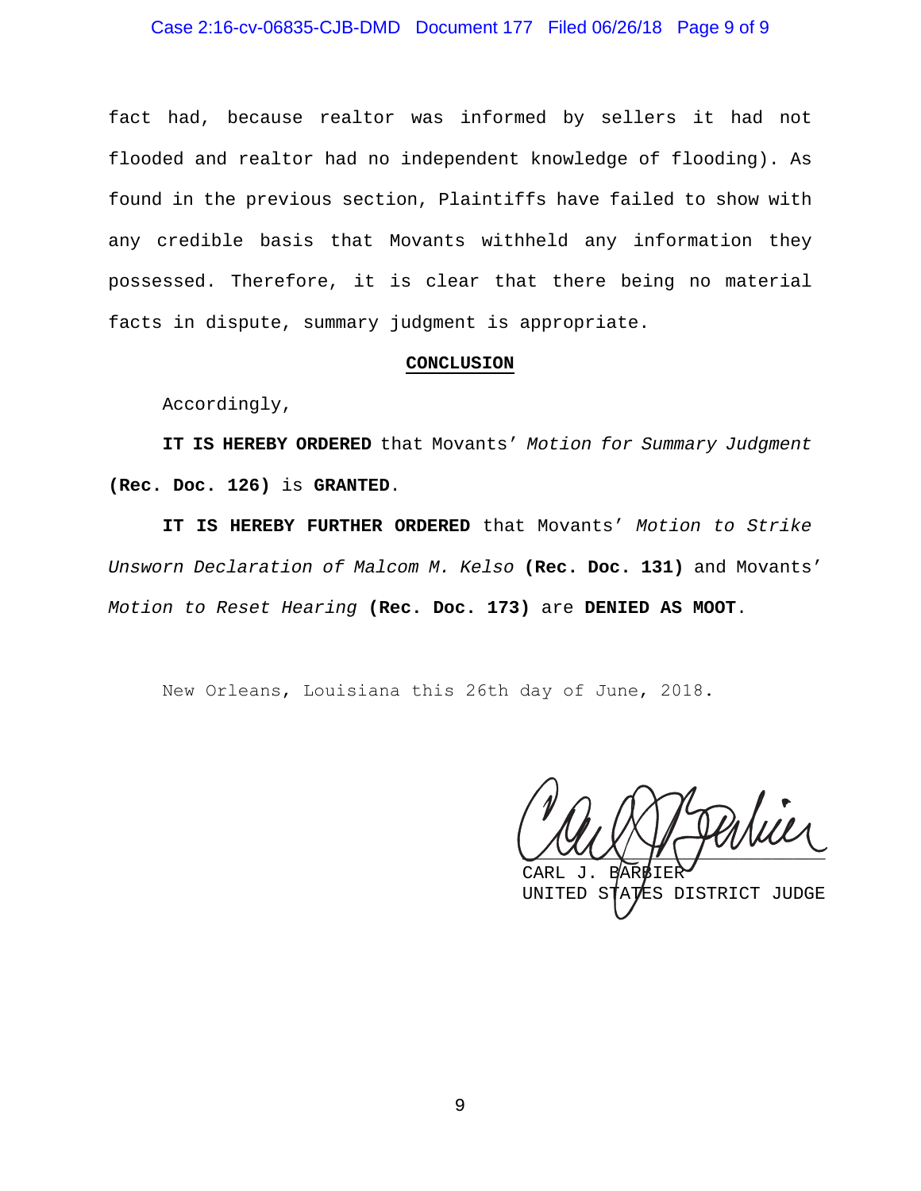fact had, because realtor was informed by sellers it had not flooded and realtor had no independent knowledge of flooding). As found in the previous section, Plaintiffs have failed to show with any credible basis that Movants withheld any information they possessed. Therefore, it is clear that there being no material facts in dispute, summary judgment is appropriate.

## CONCLUSION

Accordingly,

**IT IS HEREBY ORDERED** that Movants' *Motion for Summary Judgment* **(Rec. Doc. 126)** is **GRANTED**.

**IT IS HEREBY FURTHER ORDERED** that Movants' *Motion to Strike Unsworn Declaration of Malcom M. Kelso* **(Rec. Doc. 131)** and Movants' *Motion to Reset Hearing* **(Rec. Doc. 173)** are **DENIED AS MOOT**.

New Orleans, Louisiana this 26th day of June, 2018.

CARL J. BARBIER
UNITED STATES DISTRICT JUDGE